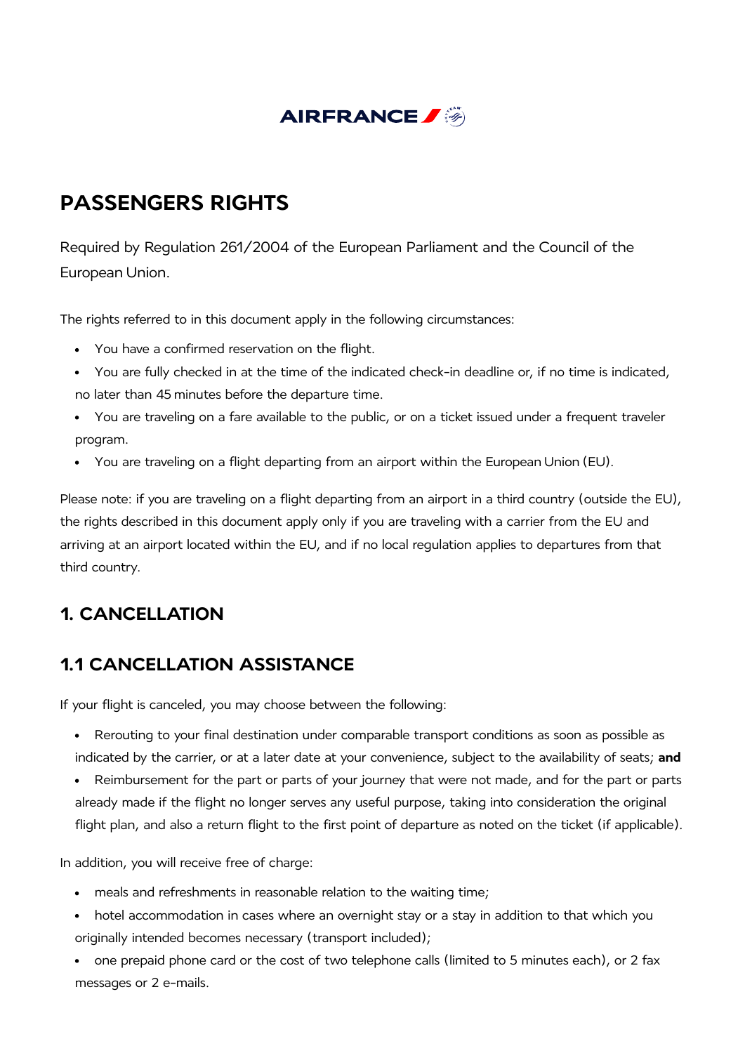AIRFRANCE

# PASSENGERS RIGHTS

Required by Regulation 261/2004 of the European Parliament and the Council of the European Union.

The rights referred to in this document apply in the following circumstances:

- You have a confirmed reservation on the flight.
- You are fully checked in at the time of the indicated check-in deadline or, if no time is indicated, no later than 45 minutes before the departure time.
- You are traveling on a fare available to the public, or on a ticket issued under a frequent traveler program.
- You are traveling on a flight departing from an airport within the European Union (EU).

Please note: if you are traveling on a flight departing from an airport in a third country (outside the EU), the rights described in this document apply only if you are traveling with a carrier from the EU and arriving at an airport located within the EU, and if no local regulation applies to departures from that third country.

## 1. CANCELLATION

### 1.1 CANCELLATION ASSISTANCE

If your flight is canceled, you may choose between the following:

- Rerouting to your final destination under comparable transport conditions as soon as possible as indicated by the carrier, or at a later date at your convenience, subject to the availability of seats; **and**
- Reimbursement for the part or parts of your journey that were not made, and for the part or parts already made if the flight no longer serves any useful purpose, taking into consideration the original flight plan, and also a return flight to the first point of departure as noted on the ticket (if applicable).

In addition, you will receive free of charge:

- meals and refreshments in reasonable relation to the waiting time;
- hotel accommodation in cases where an overnight stay or a stay in addition to that which you originally intended becomes necessary (transport included);
- one prepaid phone card or the cost of two telephone calls (limited to 5 minutes each), or 2 fax messages or 2 e-mails.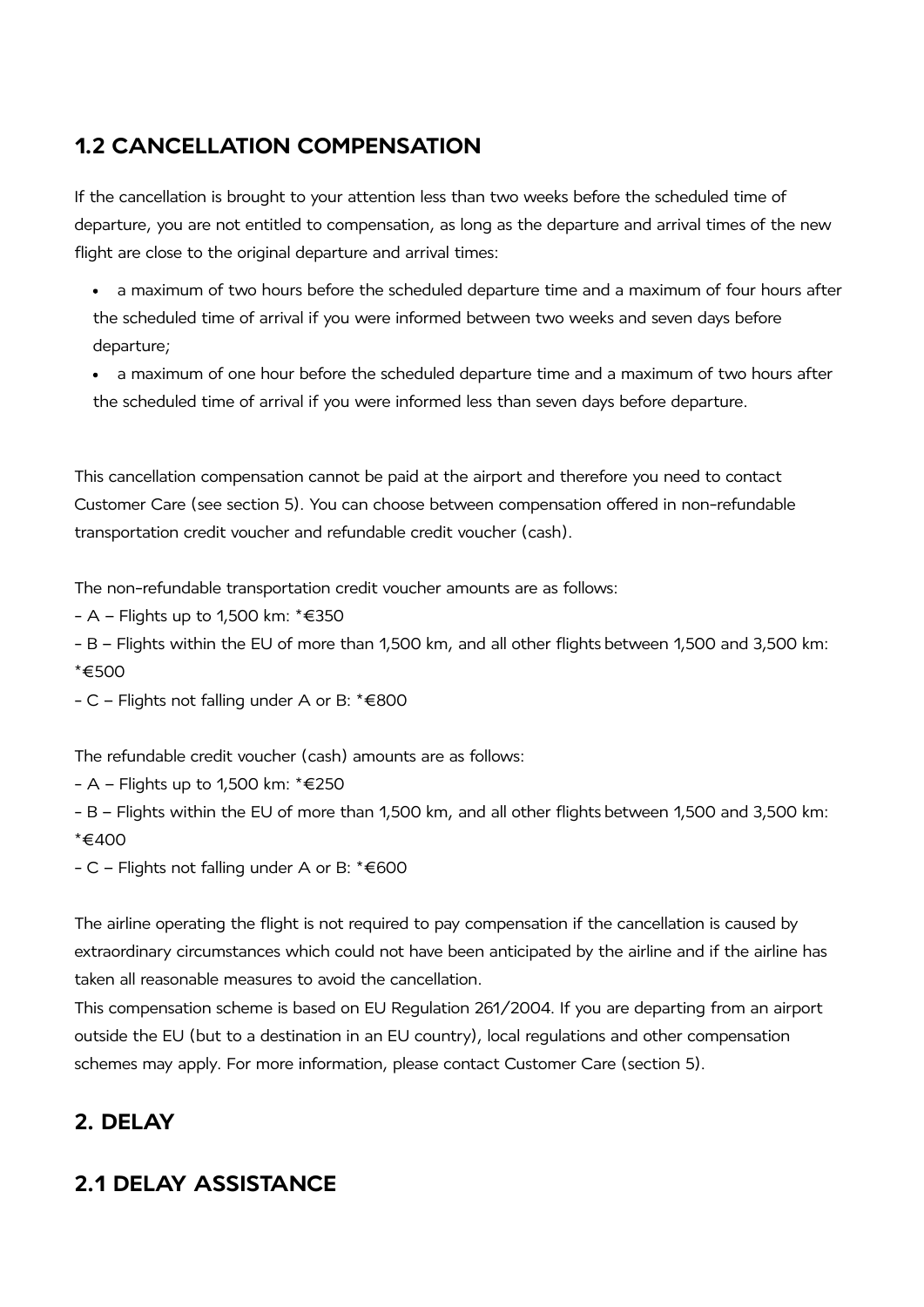## 1.2 CANCELLATION COMPENSATION

If the cancellation is brought to your attention less than two weeks before the scheduled time of departure, you are not entitled to compensation, as long as the departure and arrival times of the new flight are close to the original departure and arrival times:

- a maximum of two hours before the scheduled departure time and a maximum of four hours after the scheduled time of arrival if you were informed between two weeks and seven days before departure;
- a maximum of one hour before the scheduled departure time and a maximum of two hours after the scheduled time of arrival if you were informed less than seven days before departure.

This cancellation compensation cannot be paid at the airport and therefore you need to contact Customer Care (see section 5). You can choose between compensation offered in non-refundable transportation credit voucher and refundable credit voucher (cash).

The non-refundable transportation credit voucher amounts are as follows:

- A – Flights up to 1,500 km: *€350
- B – Flights within the EU of more than 1,500 km, and all other flights between 1,500 and 3,500 km: *€500
- C – Flights not falling under A or B: *€800

The refundable credit voucher (cash) amounts are as follows:

- A – Flights up to 1,500 km: *€250
- B – Flights within the EU of more than 1,500 km, and all other flights between 1,500 and 3,500 km: *€400
- C – Flights not falling under A or B: *€600

The airline operating the flight is not required to pay compensation if the cancellation is caused by extraordinary circumstances which could not have been anticipated by the airline and if the airline has taken all reasonable measures to avoid the cancellation.
This compensation scheme is based on EU Regulation 261/2004. If you are departing from an airport outside the EU (but to a destination in an EU country), local regulations and other compensation schemes may apply. For more information, please contact Customer Care (section 5).

## 2. DELAY

## 2.1 DELAY ASSISTANCE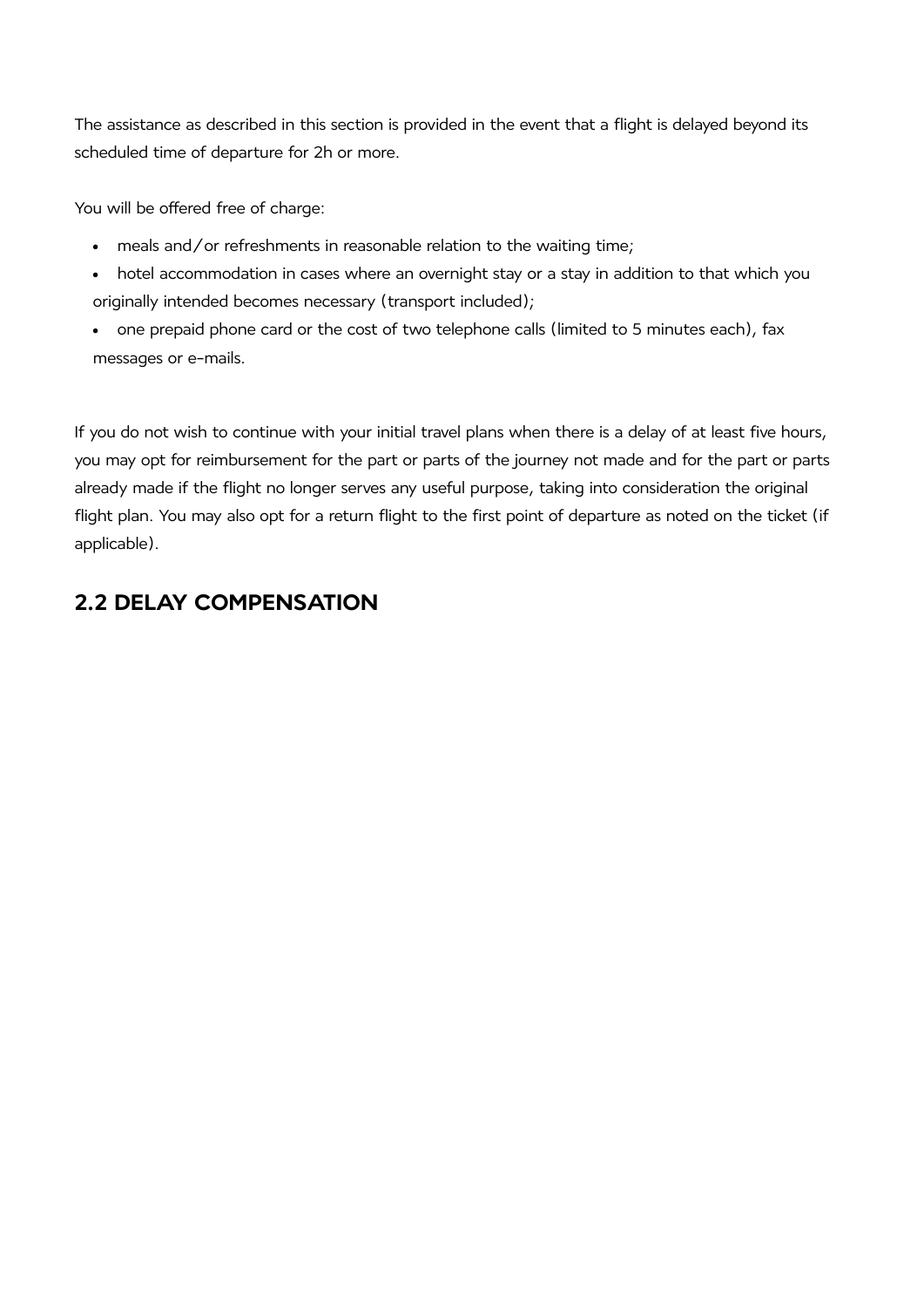The assistance as described in this section is provided in the event that a flight is delayed beyond its scheduled time of departure for 2h or more.

You will be offered free of charge:

- meals and/or refreshments in reasonable relation to the waiting time;
- hotel accommodation in cases where an overnight stay or a stay in addition to that which you originally intended becomes necessary (transport included);
- one prepaid phone card or the cost of two telephone calls (limited to 5 minutes each), fax messages or e-mails.

If you do not wish to continue with your initial travel plans when there is a delay of at least five hours, you may opt for reimbursement for the part or parts of the journey not made and for the part or parts already made if the flight no longer serves any useful purpose, taking into consideration the original flight plan. You may also opt for a return flight to the first point of departure as noted on the ticket (if applicable).

## 2.2 DELAY COMPENSATION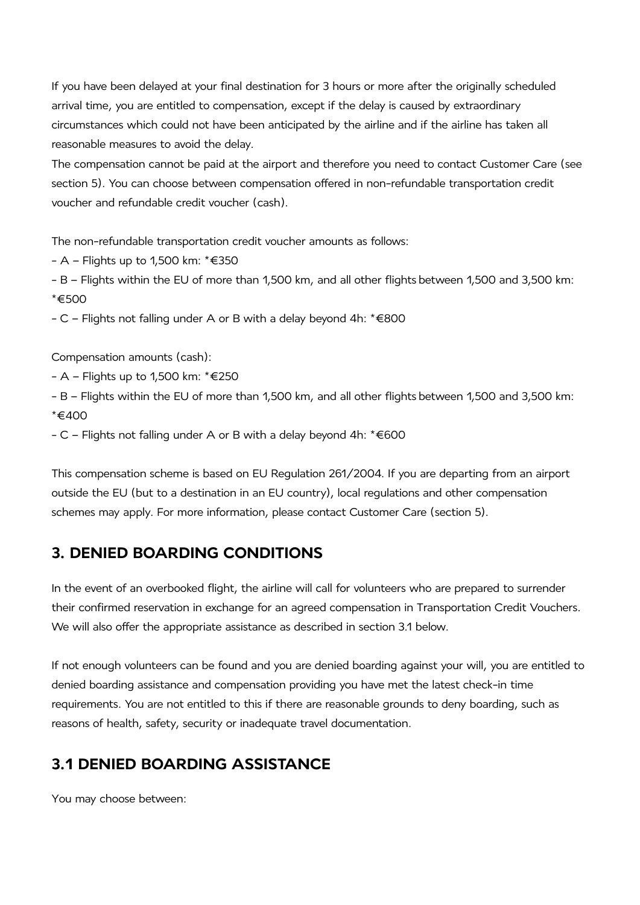If you have been delayed at your final destination for 3 hours or more after the originally scheduled arrival time, you are entitled to compensation, except if the delay is caused by extraordinary circumstances which could not have been anticipated by the airline and if the airline has taken all reasonable measures to avoid the delay.
The compensation cannot be paid at the airport and therefore you need to contact Customer Care (see section 5). You can choose between compensation offered in non-refundable transportation credit voucher and refundable credit voucher (cash).

The non-refundable transportation credit voucher amounts as follows:

- A – Flights up to 1,500 km: *€350
- B – Flights within the EU of more than 1,500 km, and all other flights between 1,500 and 3,500 km: *€500
- C – Flights not falling under A or B with a delay beyond 4h: *€800

Compensation amounts (cash):

- A – Flights up to 1,500 km: *€250
- B – Flights within the EU of more than 1,500 km, and all other flights between 1,500 and 3,500 km: *€400
- C – Flights not falling under A or B with a delay beyond 4h: *€600

This compensation scheme is based on EU Regulation 261/2004. If you are departing from an airport outside the EU (but to a destination in an EU country), local regulations and other compensation schemes may apply. For more information, please contact Customer Care (section 5).

## 3. DENIED BOARDING CONDITIONS

In the event of an overbooked flight, the airline will call for volunteers who are prepared to surrender their confirmed reservation in exchange for an agreed compensation in Transportation Credit Vouchers. We will also offer the appropriate assistance as described in section 3.1 below.

If not enough volunteers can be found and you are denied boarding against your will, you are entitled to denied boarding assistance and compensation providing you have met the latest check-in time requirements. You are not entitled to this if there are reasonable grounds to deny boarding, such as reasons of health, safety, security or inadequate travel documentation.

## 3.1 DENIED BOARDING ASSISTANCE

You may choose between: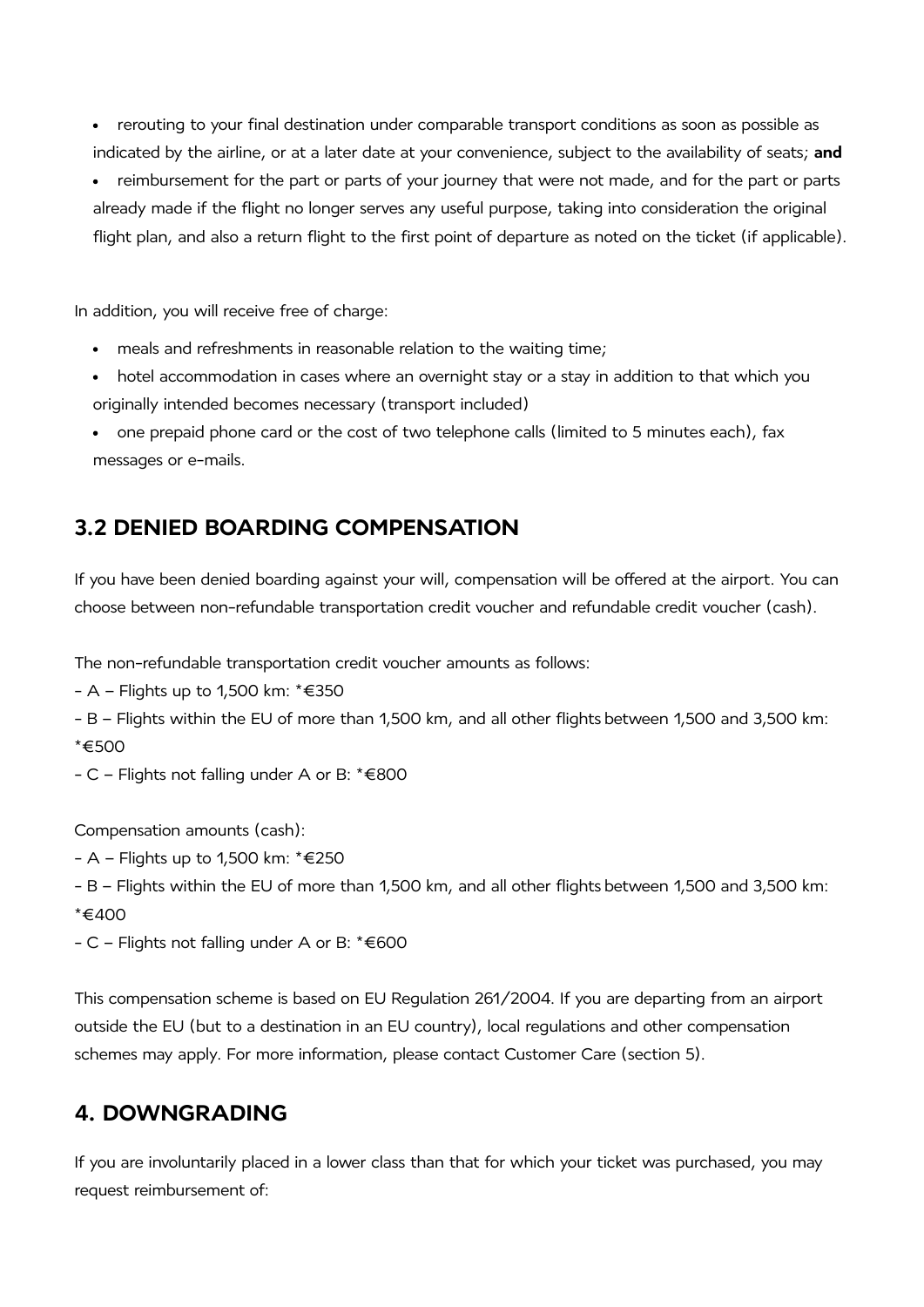- rerouting to your final destination under comparable transport conditions as soon as possible as indicated by the airline, or at a later date at your convenience, subject to the availability of seats; **and**
- reimbursement for the part or parts of your journey that were not made, and for the part or parts already made if the flight no longer serves any useful purpose, taking into consideration the original flight plan, and also a return flight to the first point of departure as noted on the ticket (if applicable).

In addition, you will receive free of charge:

- meals and refreshments in reasonable relation to the waiting time;
- hotel accommodation in cases where an overnight stay or a stay in addition to that which you originally intended becomes necessary (transport included)
- one prepaid phone card or the cost of two telephone calls (limited to 5 minutes each), fax messages or e-mails.

## 3.2 DENIED BOARDING COMPENSATION

If you have been denied boarding against your will, compensation will be offered at the airport. You can choose between non-refundable transportation credit voucher and refundable credit voucher (cash).

The non-refundable transportation credit voucher amounts as follows:

- A – Flights up to 1,500 km: *€350
- B – Flights within the EU of more than 1,500 km, and all other flights between 1,500 and 3,500 km: *€500
- C – Flights not falling under A or B: *€800

Compensation amounts (cash):

- A – Flights up to 1,500 km: *€250
- B – Flights within the EU of more than 1,500 km, and all other flights between 1,500 and 3,500 km: *€400
- C – Flights not falling under A or B: *€600

This compensation scheme is based on EU Regulation 261/2004. If you are departing from an airport outside the EU (but to a destination in an EU country), local regulations and other compensation schemes may apply. For more information, please contact Customer Care (section 5).

## 4. DOWNGRADING

If you are involuntarily placed in a lower class than that for which your ticket was purchased, you may request reimbursement of: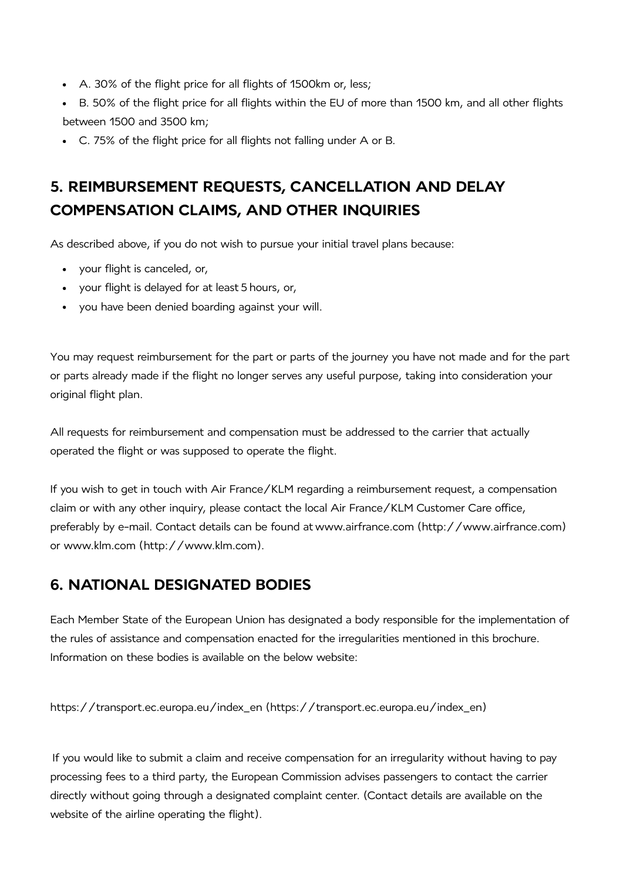- A. 30% of the flight price for all flights of 1500km or, less;
- B. 50% of the flight price for all flights within the EU of more than 1500 km, and all other flights between 1500 and 3500 km;
- C. 75% of the flight price for all flights not falling under A or B.

## 5. REIMBURSEMENT REQUESTS, CANCELLATION AND DELAY COMPENSATION CLAIMS, AND OTHER INQUIRIES

As described above, if you do not wish to pursue your initial travel plans because:

- your flight is canceled, or,
- your flight is delayed for at least 5 hours, or,
- you have been denied boarding against your will.

You may request reimbursement for the part or parts of the journey you have not made and for the part or parts already made if the flight no longer serves any useful purpose, taking into consideration your original flight plan.

All requests for reimbursement and compensation must be addressed to the carrier that actually operated the flight or was supposed to operate the flight.

If you wish to get in touch with Air France/KLM regarding a reimbursement request, a compensation claim or with any other inquiry, please contact the local Air France/KLM Customer Care office, preferably by e-mail. Contact details can be found at www.airfrance.com (http://www.airfrance.com) or www.klm.com (http://www.klm.com).

## 6. NATIONAL DESIGNATED BODIES

Each Member State of the European Union has designated a body responsible for the implementation of the rules of assistance and compensation enacted for the irregularities mentioned in this brochure. Information on these bodies is available on the below website:

https://transport.ec.europa.eu/index_en (https://transport.ec.europa.eu/index_en)

If you would like to submit a claim and receive compensation for an irregularity without having to pay processing fees to a third party, the European Commission advises passengers to contact the carrier directly without going through a designated complaint center. (Contact details are available on the website of the airline operating the flight).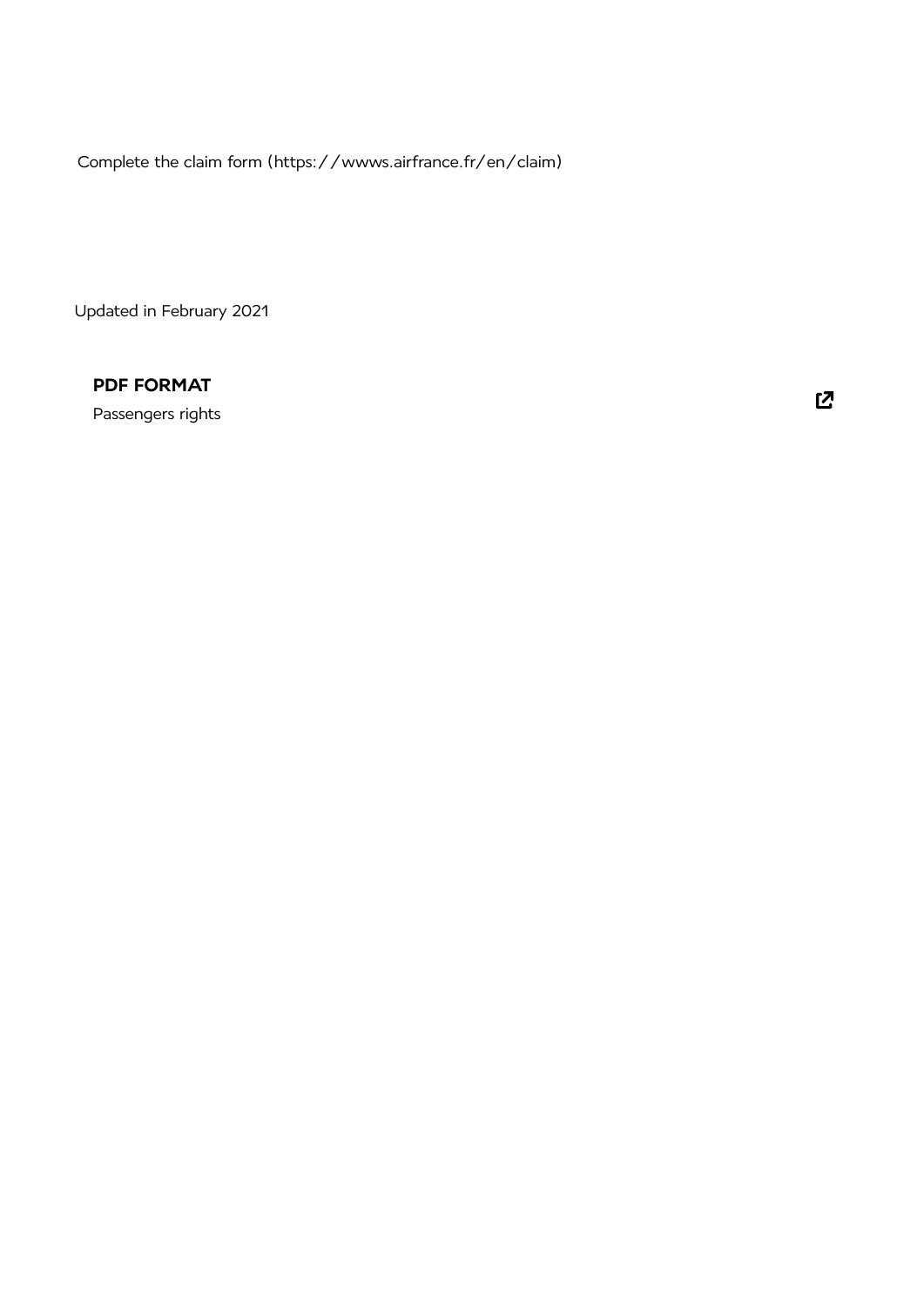Complete the claim form (https://wwws.airfrance.fr/en/claim)

Updated in February 2021

**PDF FORMAT**

Passengers rights